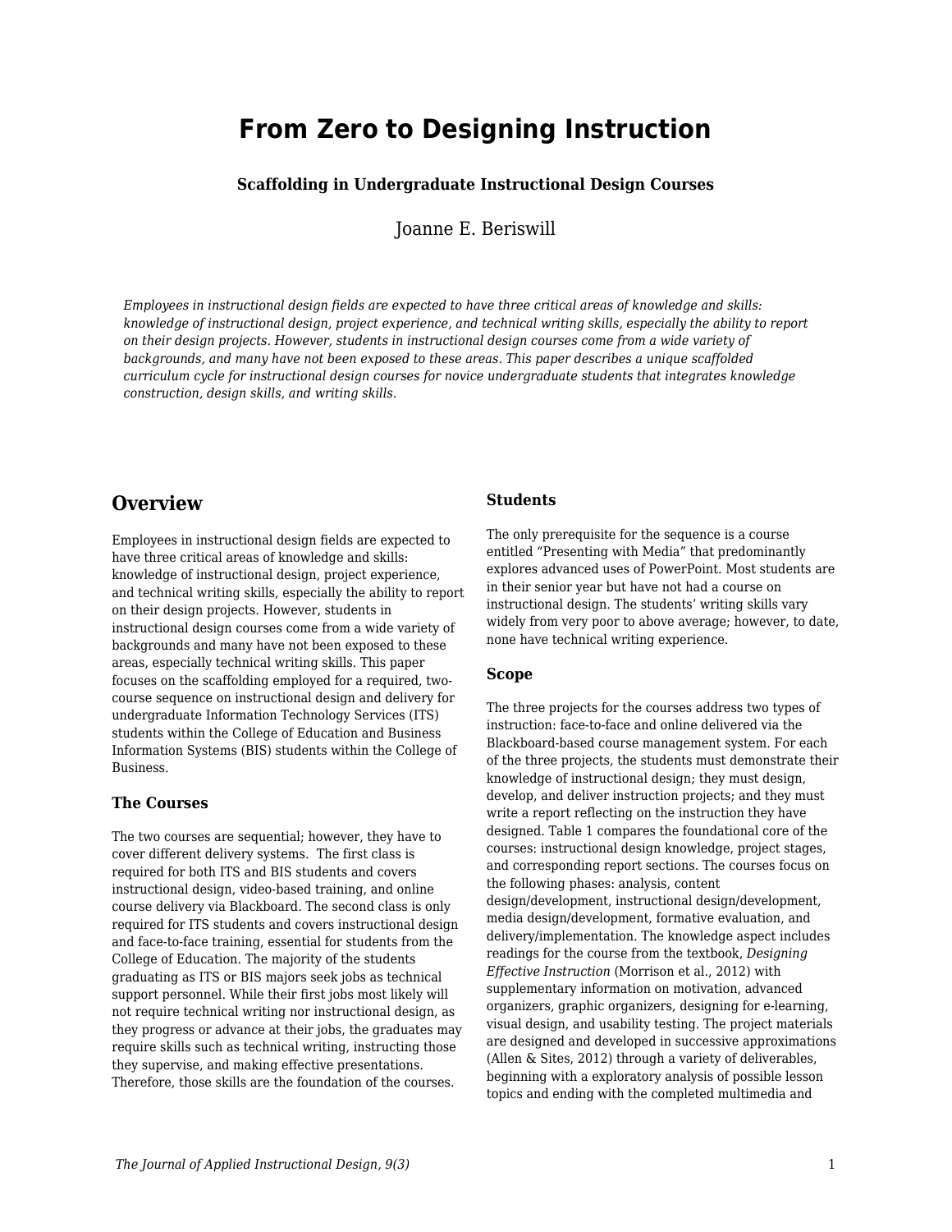# From Zero to Designing Instruction

### Scaffolding in Undergraduate Instructional Design Courses

Joanne E. Beriswill

*Employees in instructional design fields are expected to have three critical areas of knowledge and skills: knowledge of instructional design, project experience, and technical writing skills, especially the ability to report on their design projects. However, students in instructional design courses come from a wide variety of backgrounds, and many have not been exposed to these areas. This paper describes a unique scaffolded curriculum cycle for instructional design courses for novice undergraduate students that integrates knowledge construction, design skills, and writing skills.*

## Overview

Employees in instructional design fields are expected to have three critical areas of knowledge and skills: knowledge of instructional design, project experience, and technical writing skills, especially the ability to report on their design projects. However, students in instructional design courses come from a wide variety of backgrounds and many have not been exposed to these areas, especially technical writing skills. This paper focuses on the scaffolding employed for a required, two-course sequence on instructional design and delivery for undergraduate Information Technology Services (ITS) students within the College of Education and Business Information Systems (BIS) students within the College of Business.

### The Courses

The two courses are sequential; however, they have to cover different delivery systems. The first class is required for both ITS and BIS students and covers instructional design, video-based training, and online course delivery via Blackboard. The second class is only required for ITS students and covers instructional design and face-to-face training, essential for students from the College of Education. The majority of the students graduating as ITS or BIS majors seek jobs as technical support personnel. While their first jobs most likely will not require technical writing nor instructional design, as they progress or advance at their jobs, the graduates may require skills such as technical writing, instructing those they supervise, and making effective presentations. Therefore, those skills are the foundation of the courses.

### Students

The only prerequisite for the sequence is a course entitled "Presenting with Media" that predominantly explores advanced uses of PowerPoint. Most students are in their senior year but have not had a course on instructional design. The students' writing skills vary widely from very poor to above average; however, to date, none have technical writing experience.

### Scope

The three projects for the courses address two types of instruction: face-to-face and online delivered via the Blackboard-based course management system. For each of the three projects, the students must demonstrate their knowledge of instructional design; they must design, develop, and deliver instruction projects; and they must write a report reflecting on the instruction they have designed. Table 1 compares the foundational core of the courses: instructional design knowledge, project stages, and corresponding report sections. The courses focus on the following phases: analysis, content design/development, instructional design/development, media design/development, formative evaluation, and delivery/implementation. The knowledge aspect includes readings for the course from the textbook, *Designing Effective Instruction* (Morrison et al., 2012) with supplementary information on motivation, advanced organizers, graphic organizers, designing for e-learning, visual design, and usability testing. The project materials are designed and developed in successive approximations (Allen & Sites, 2012) through a variety of deliverables, beginning with a exploratory analysis of possible lesson topics and ending with the completed multimedia and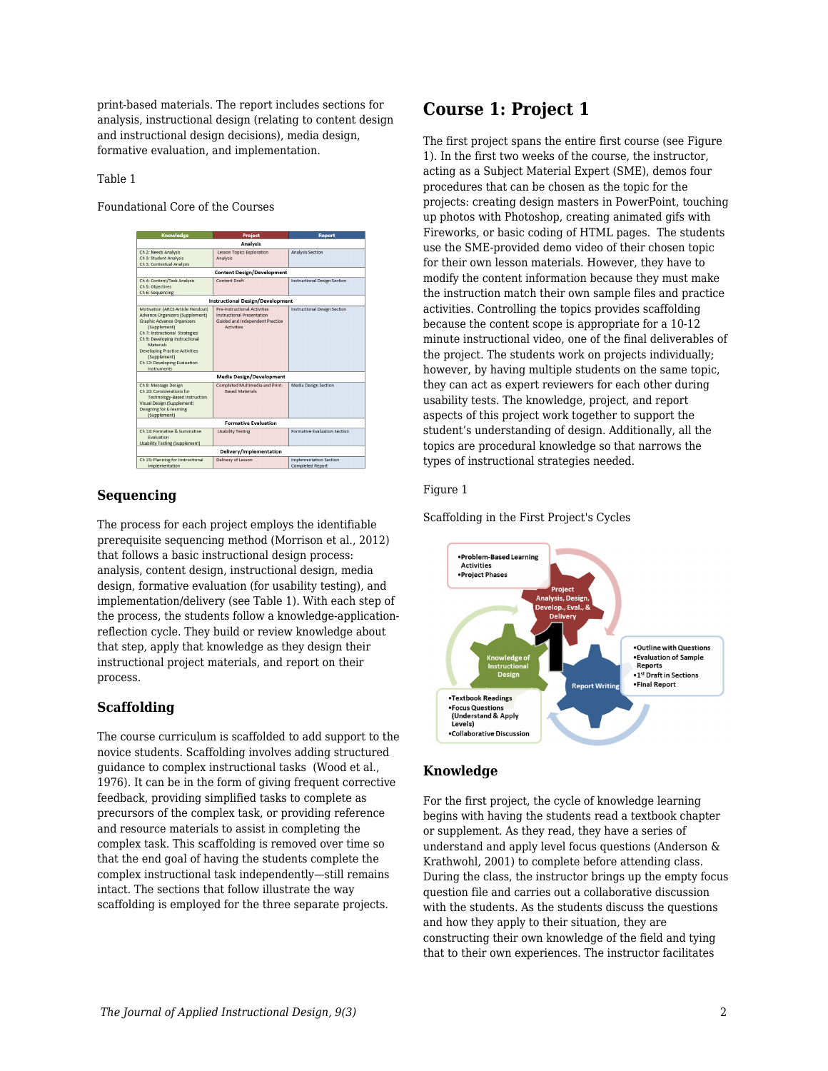print-based materials. The report includes sections for analysis, instructional design (relating to content design and instructional design decisions), media design, formative evaluation, and implementation.

Table 1

Foundational Core of the Courses

| Knowledge | Project | Report |
| --- | --- | --- |
| **Analysis** | | |
| Ch 2: Needs Analysis<br>Ch 3: Student Analysis<br>Ch 3: Contextual Analysis | Lesson Topics Exploration<br>Analysis | Analysis Section |
| **Content Design/Development** | | |
| Ch 4: Content/Task Analysis<br>Ch 5: Objectives<br>Ch 6: Sequencing | Content Draft | Instructional Design Section |
| **Instructional Design/Development** | | |
| Motivation (ARCS Article Handout)<br>Advance Organizers (Supplement)<br>Graphic Advance Organizers (Supplement)<br>Ch 7: Instructional Strategies<br>Ch 9: Developing Instructional Materials<br>Developing Practice Activities (Supplement)<br>Ch 12: Developing Evaluation Instruments | Pre-Instructional Activities<br>Instructional Presentation<br>Guided and Independent Practice Activities | Instructional Design Section |
| **Media Design/Development** | | |
| Ch 8: Message Design<br>Ch 10: Considerations for Technology-Based Instruction<br>Visual Design (Supplement)<br>Designing for E-learning (Supplement) | Completed Multimedia and Print-Based Materials | Media Design Section |
| **Formative Evaluation** | | |
| Ch 13: Formative & Summative Evaluation<br>Usability Testing (Supplement) | Usability Testing | Formative Evaluation Section |
| **Delivery/Implementation** | | |
| Ch 15: Planning for Instructional Implementation | Delivery of Lesson | Implementation Section<br>Completed Report |

### Sequencing

The process for each project employs the identifiable prerequisite sequencing method (Morrison et al., 2012) that follows a basic instructional design process: analysis, content design, instructional design, media design, formative evaluation (for usability testing), and implementation/delivery (see Table 1). With each step of the process, the students follow a knowledge-application-reflection cycle. They build or review knowledge about that step, apply that knowledge as they design their instructional project materials, and report on their process.

### Scaffolding

The course curriculum is scaffolded to add support to the novice students. Scaffolding involves adding structured guidance to complex instructional tasks (Wood et al., 1976). It can be in the form of giving frequent corrective feedback, providing simplified tasks to complete as precursors of the complex task, or providing reference and resource materials to assist in completing the complex task. This scaffolding is removed over time so that the end goal of having the students complete the complex instructional task independently—still remains intact. The sections that follow illustrate the way scaffolding is employed for the three separate projects.

## Course 1: Project 1

The first project spans the entire first course (see Figure 1). In the first two weeks of the course, the instructor, acting as a Subject Material Expert (SME), demos four procedures that can be chosen as the topic for the projects: creating design masters in PowerPoint, touching up photos with Photoshop, creating animated gifs with Fireworks, or basic coding of HTML pages. The students use the SME-provided demo video of their chosen topic for their own lesson materials. However, they have to modify the content information because they must make the instruction match their own sample files and practice activities. Controlling the topics provides scaffolding because the content scope is appropriate for a 10-12 minute instructional video, one of the final deliverables of the project. The students work on projects individually; however, by having multiple students on the same topic, they can act as expert reviewers for each other during usability tests. The knowledge, project, and report aspects of this project work together to support the student's understanding of design. Additionally, all the topics are procedural knowledge so that narrows the types of instructional strategies needed.

Figure 1

Scaffolding in the First Project's Cycles

### Knowledge

For the first project, the cycle of knowledge learning begins with having the students read a textbook chapter or supplement. As they read, they have a series of understand and apply level focus questions (Anderson & Krathwohl, 2001) to complete before attending class. During the class, the instructor brings up the empty focus question file and carries out a collaborative discussion with the students. As the students discuss the questions and how they apply to their situation, they are constructing their own knowledge of the field and tying that to their own experiences. The instructor facilitates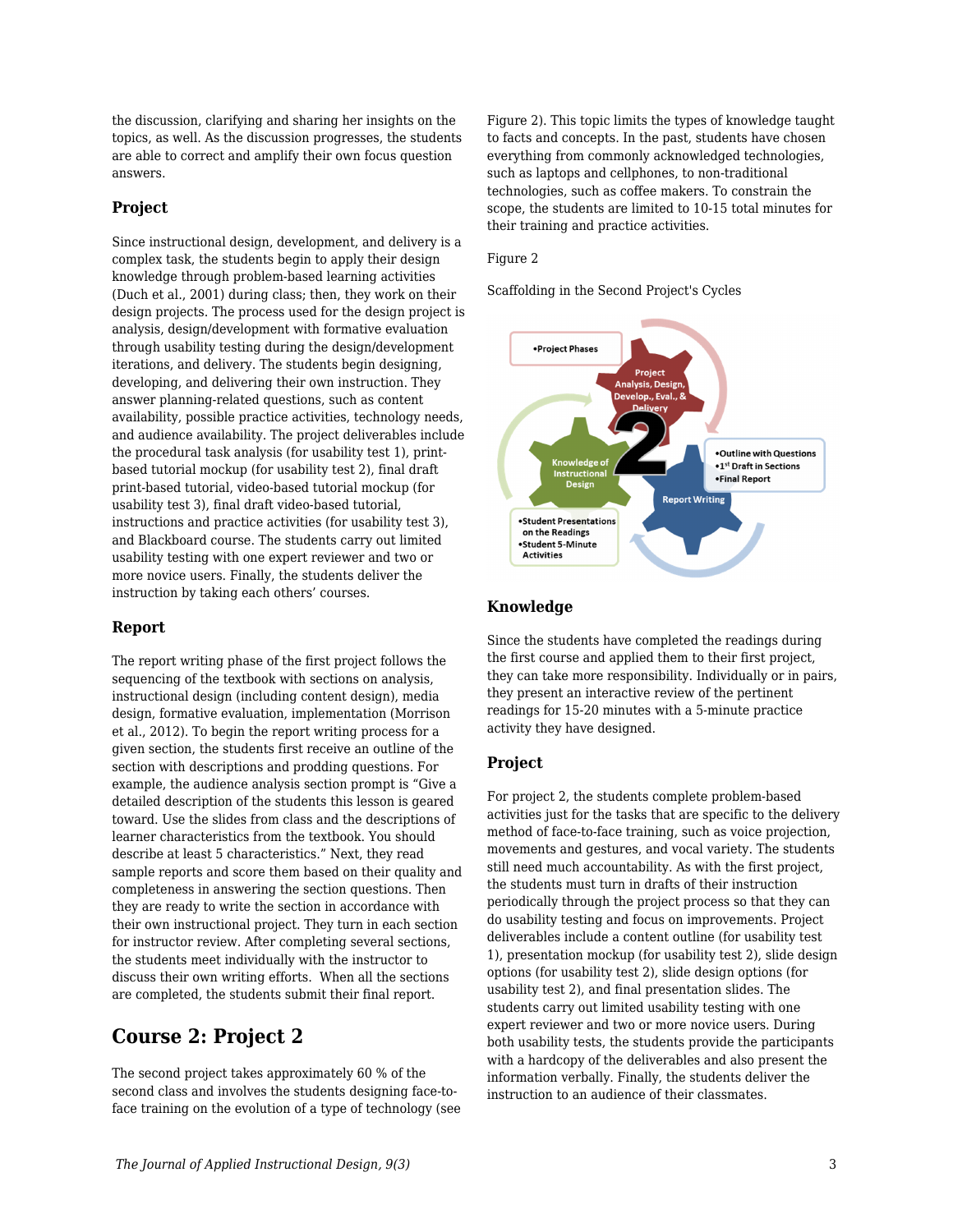the discussion, clarifying and sharing her insights on the topics, as well. As the discussion progresses, the students are able to correct and amplify their own focus question answers.

### Project

Since instructional design, development, and delivery is a complex task, the students begin to apply their design knowledge through problem-based learning activities (Duch et al., 2001) during class; then, they work on their design projects. The process used for the design project is analysis, design/development with formative evaluation through usability testing during the design/development iterations, and delivery. The students begin designing, developing, and delivering their own instruction. They answer planning-related questions, such as content availability, possible practice activities, technology needs, and audience availability. The project deliverables include the procedural task analysis (for usability test 1), print-based tutorial mockup (for usability test 2), final draft print-based tutorial, video-based tutorial mockup (for usability test 3), final draft video-based tutorial, instructions and practice activities (for usability test 3), and Blackboard course. The students carry out limited usability testing with one expert reviewer and two or more novice users. Finally, the students deliver the instruction by taking each others' courses.

### Report

The report writing phase of the first project follows the sequencing of the textbook with sections on analysis, instructional design (including content design), media design, formative evaluation, implementation (Morrison et al., 2012). To begin the report writing process for a given section, the students first receive an outline of the section with descriptions and prodding questions. For example, the audience analysis section prompt is "Give a detailed description of the students this lesson is geared toward. Use the slides from class and the descriptions of learner characteristics from the textbook. You should describe at least 5 characteristics." Next, they read sample reports and score them based on their quality and completeness in answering the section questions. Then they are ready to write the section in accordance with their own instructional project. They turn in each section for instructor review. After completing several sections, the students meet individually with the instructor to discuss their own writing efforts. When all the sections are completed, the students submit their final report.

## Course 2: Project 2

The second project takes approximately 60 % of the second class and involves the students designing face-to-face training on the evolution of a type of technology (see Figure 2). This topic limits the types of knowledge taught to facts and concepts. In the past, students have chosen everything from commonly acknowledged technologies, such as laptops and cellphones, to non-traditional technologies, such as coffee makers. To constrain the scope, the students are limited to 10-15 total minutes for their training and practice activities.

Figure 2

Scaffolding in the Second Project's Cycles

### Knowledge

Since the students have completed the readings during the first course and applied them to their first project, they can take more responsibility. Individually or in pairs, they present an interactive review of the pertinent readings for 15-20 minutes with a 5-minute practice activity they have designed.

### Project

For project 2, the students complete problem-based activities just for the tasks that are specific to the delivery method of face-to-face training, such as voice projection, movements and gestures, and vocal variety. The students still need much accountability. As with the first project, the students must turn in drafts of their instruction periodically through the project process so that they can do usability testing and focus on improvements. Project deliverables include a content outline (for usability test 1), presentation mockup (for usability test 2), slide design options (for usability test 2), and final presentation slides. The students carry out limited usability testing with one expert reviewer and two or more novice users. During both usability tests, the students provide the participants with a hardcopy of the deliverables and also present the information verbally. Finally, the students deliver the instruction to an audience of their classmates.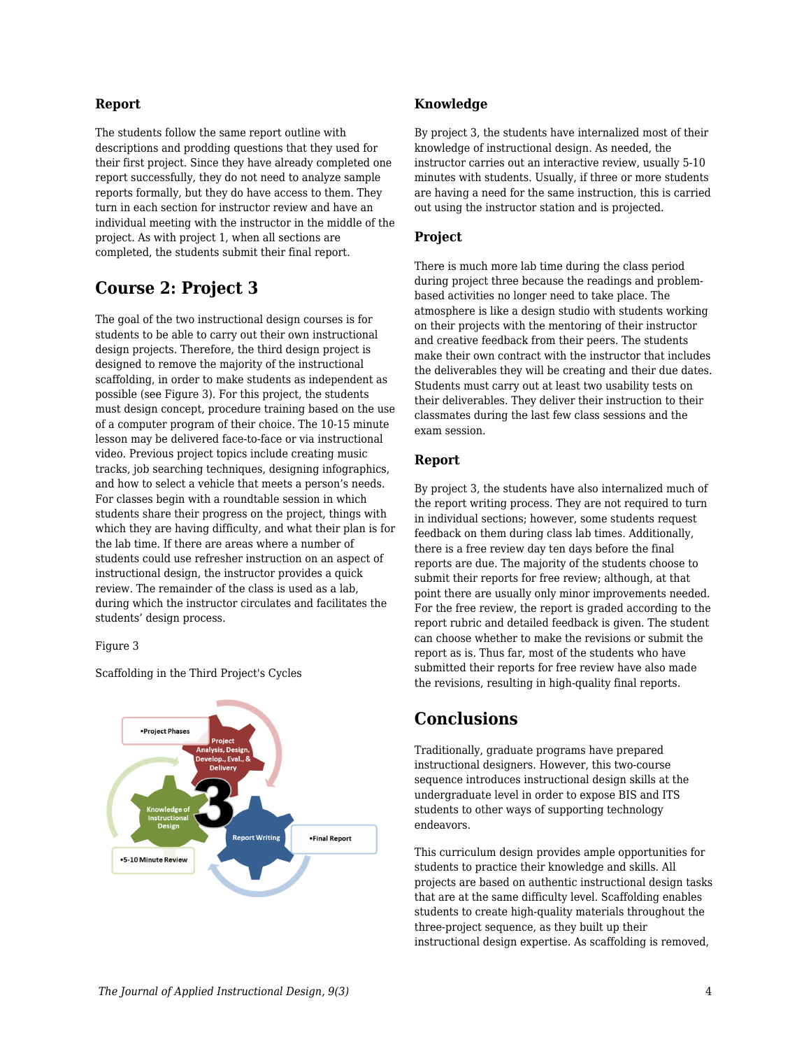### Report

The students follow the same report outline with descriptions and prodding questions that they used for their first project. Since they have already completed one report successfully, they do not need to analyze sample reports formally, but they do have access to them. They turn in each section for instructor review and have an individual meeting with the instructor in the middle of the project. As with project 1, when all sections are completed, the students submit their final report.

## Course 2: Project 3

The goal of the two instructional design courses is for students to be able to carry out their own instructional design projects. Therefore, the third design project is designed to remove the majority of the instructional scaffolding, in order to make students as independent as possible (see Figure 3). For this project, the students must design concept, procedure training based on the use of a computer program of their choice. The 10-15 minute lesson may be delivered face-to-face or via instructional video. Previous project topics include creating music tracks, job searching techniques, designing infographics, and how to select a vehicle that meets a person's needs. For classes begin with a roundtable session in which students share their progress on the project, things with which they are having difficulty, and what their plan is for the lab time. If there are areas where a number of students could use refresher instruction on an aspect of instructional design, the instructor provides a quick review. The remainder of the class is used as a lab, during which the instructor circulates and facilitates the students' design process.

Figure 3

Scaffolding in the Third Project's Cycles

### Knowledge

By project 3, the students have internalized most of their knowledge of instructional design. As needed, the instructor carries out an interactive review, usually 5-10 minutes with students. Usually, if three or more students are having a need for the same instruction, this is carried out using the instructor station and is projected.

### Project

There is much more lab time during the class period during project three because the readings and problem-based activities no longer need to take place. The atmosphere is like a design studio with students working on their projects with the mentoring of their instructor and creative feedback from their peers. The students make their own contract with the instructor that includes the deliverables they will be creating and their due dates. Students must carry out at least two usability tests on their deliverables. They deliver their instruction to their classmates during the last few class sessions and the exam session.

### Report

By project 3, the students have also internalized much of the report writing process. They are not required to turn in individual sections; however, some students request feedback on them during class lab times. Additionally, there is a free review day ten days before the final reports are due. The majority of the students choose to submit their reports for free review; although, at that point there are usually only minor improvements needed. For the free review, the report is graded according to the report rubric and detailed feedback is given. The student can choose whether to make the revisions or submit the report as is. Thus far, most of the students who have submitted their reports for free review have also made the revisions, resulting in high-quality final reports.

## Conclusions

Traditionally, graduate programs have prepared instructional designers. However, this two-course sequence introduces instructional design skills at the undergraduate level in order to expose BIS and ITS students to other ways of supporting technology endeavors.

This curriculum design provides ample opportunities for students to practice their knowledge and skills. All projects are based on authentic instructional design tasks that are at the same difficulty level. Scaffolding enables students to create high-quality materials throughout the three-project sequence, as they built up their instructional design expertise. As scaffolding is removed,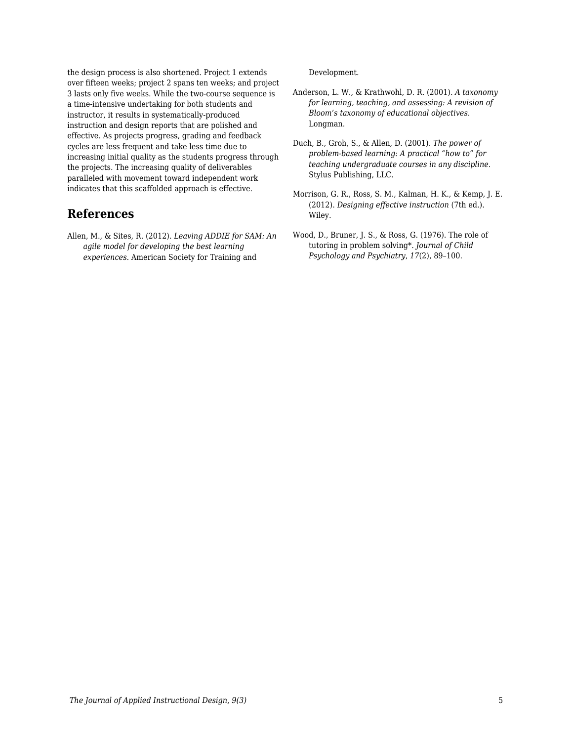the design process is also shortened. Project 1 extends over fifteen weeks; project 2 spans ten weeks; and project 3 lasts only five weeks. While the two-course sequence is a time-intensive undertaking for both students and instructor, it results in systematically-produced instruction and design reports that are polished and effective. As projects progress, grading and feedback cycles are less frequent and take less time due to increasing initial quality as the students progress through the projects. The increasing quality of deliverables paralleled with movement toward independent work indicates that this scaffolded approach is effective.

## References

Allen, M., & Sites, R. (2012). *Leaving ADDIE for SAM: An agile model for developing the best learning experiences*. American Society for Training and Development.

Anderson, L. W., & Krathwohl, D. R. (2001). *A taxonomy for learning, teaching, and assessing: A revision of Bloom's taxonomy of educational objectives.* Longman.

Duch, B., Groh, S., & Allen, D. (2001). *The power of problem-based learning: A practical "how to" for teaching undergraduate courses in any discipline.* Stylus Publishing, LLC.

Morrison, G. R., Ross, S. M., Kalman, H. K., & Kemp, J. E. (2012). *Designing effective instruction* (7th ed.). Wiley.

Wood, D., Bruner, J. S., & Ross, G. (1976). The role of tutoring in problem solving*. *Journal of Child Psychology and Psychiatry*, *17*(2), 89–100.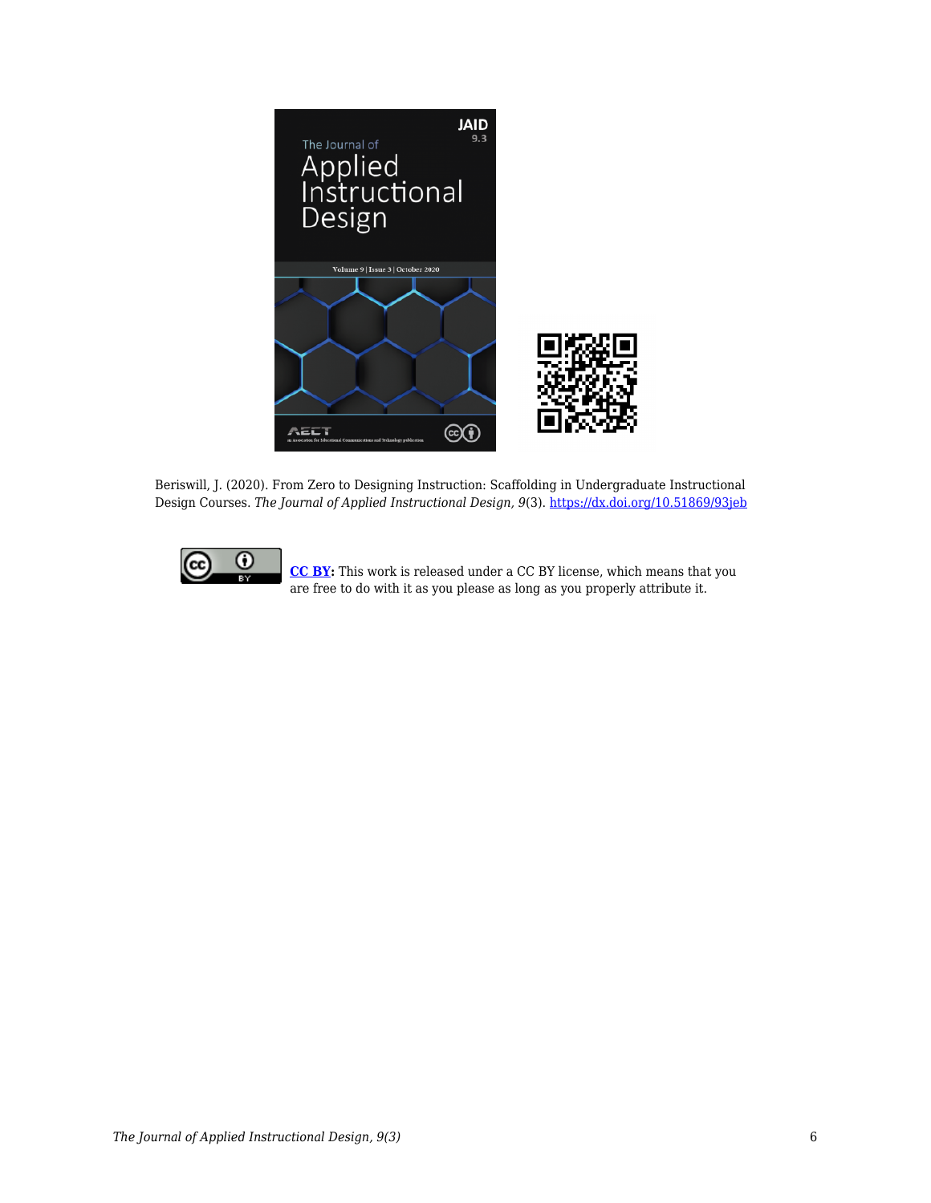Beriswill, J. (2020). From Zero to Designing Instruction: Scaffolding in Undergraduate Instructional Design Courses. *The Journal of Applied Instructional Design, 9*(3). https://dx.doi.org/10.51869/93jeb

**CC BY:** This work is released under a CC BY license, which means that you are free to do with it as you please as long as you properly attribute it.